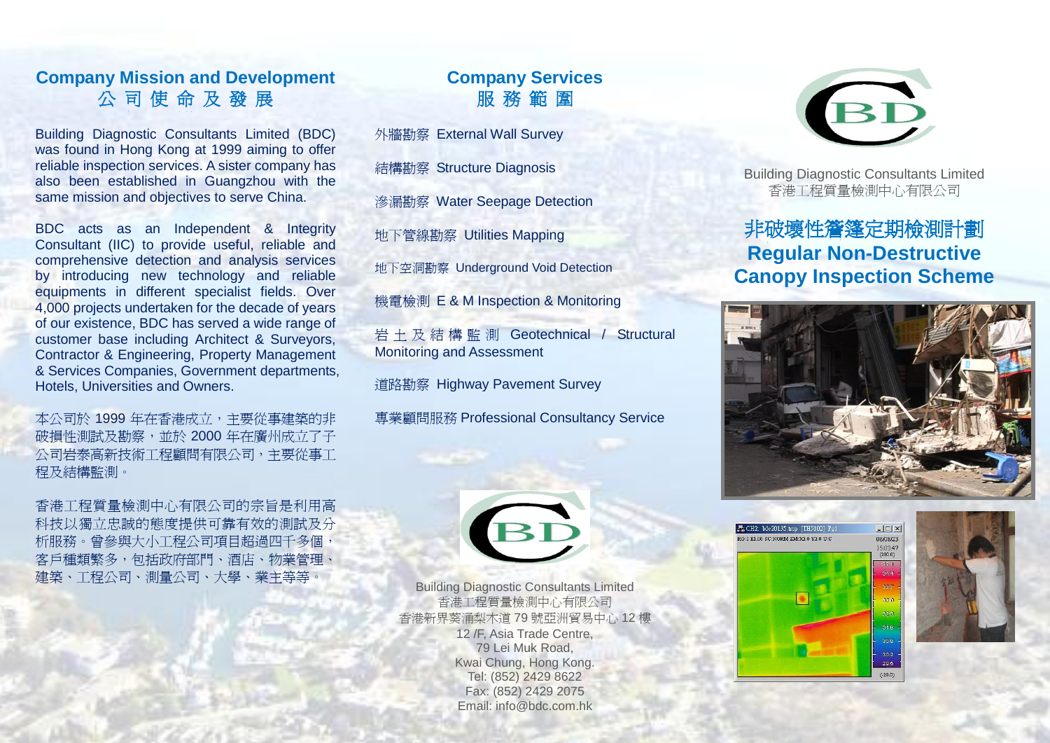## Company Mission and Development
## 公司使命及發展

Building Diagnostic Consultants Limited (BDC) was found in Hong Kong at 1999 aiming to offer reliable inspection services. A sister company has also been established in Guangzhou with the same mission and objectives to serve China.

BDC acts as an Independent & Integrity Consultant (IIC) to provide useful, reliable and comprehensive detection and analysis services by introducing new technology and reliable equipments in different specialist fields. Over 4,000 projects undertaken for the decade of years of our existence, BDC has served a wide range of customer base including Architect & Surveyors, Contractor & Engineering, Property Management & Services Companies, Government departments, Hotels, Universities and Owners.

本公司於 1999 年在香港成立，主要從事建築的非破損性測試及勘察，並於 2000 年在廣州成立了子公司岩泰高新技術工程顧問有限公司，主要從事工程及結構監測。

香港工程質量檢測中心有限公司的宗旨是利用高科技以獨立忠誠的態度提供可靠有效的測試及分析服務。曾參與大小工程公司項目超過四千多個，客戶種類繁多，包括政府部門、酒店、物業管理、建築、工程公司、測量公司、大學、業主等等。

## Company Services
## 服務範圍

外牆勘察 External Wall Survey

結構勘察 Structure Diagnosis

滲漏勘察 Water Seepage Detection

地下管線勘察 Utilities Mapping

地下空洞勘察 Underground Void Detection

機電檢測 E & M Inspection & Monitoring

岩土及結構監測 Geotechnical / Structural Monitoring and Assessment

道路勘察 Highway Pavement Survey

專業顧問服務 Professional Consultancy Service

Building Diagnostic Consultants Limited
香港工程質量檢測中心有限公司
香港新界葵涌梨木道 79 號亞洲貿易中心 12 樓
12 /F, Asia Trade Centre,
79 Lei Muk Road,
Kwai Chung, Hong Kong.
Tel: (852) 2429 8622
Fax: (852) 2429 2075
Email: info@bdc.com.hk

Building Diagnostic Consultants Limited
香港工程質量檢測中心有限公司

# 非破壞性簷篷定期檢測計劃
# Regular Non-Destructive Canopy Inspection Scheme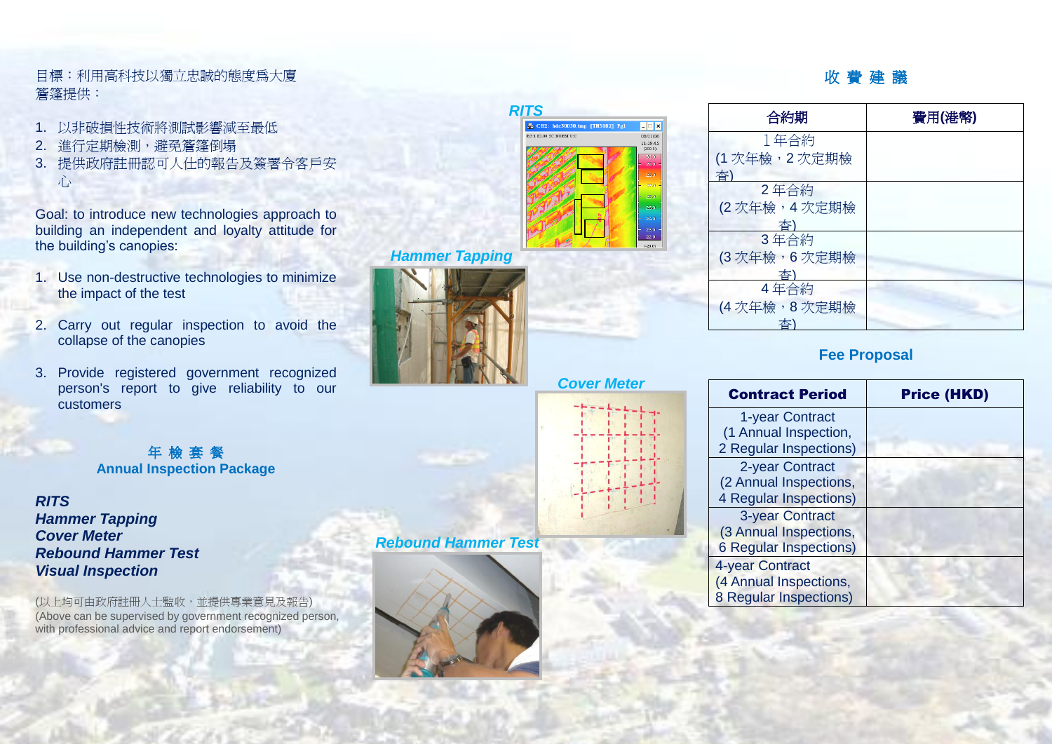目標：利用高科技以獨立忠誠的態度爲大廈簷篷提供：

1. 以非破損性技術將測試影響減至最低
2. 進行定期檢測，避免簷篷倒塌
3. 提供政府註冊認可人仕的報告及簽署令客戶安心

Goal: to introduce new technologies approach to building an independent and loyalty attitude for the building's canopies:

1. Use non-destructive technologies to minimize the impact of the test
2. Carry out regular inspection to avoid the collapse of the canopies
3. Provide registered government recognized person's report to give reliability to our customers

## 年 檢 套 餐
## Annual Inspection Package

***RITS***
***Hammer Tapping***
***Cover Meter***
***Rebound Hammer Test***
***Visual Inspection***

(以上均可由政府註冊人士監收，並提供專業意見及報告)
(Above can be supervised by government recognized person, with professional advice and report endorsement)

*RITS*

*Hammer Tapping*

*Cover Meter*

*Rebound Hammer Test*

## 收 費 建 議

| 合約期 | 費用(港幣) |
|---|---|
| 1 年合約 (1 次年檢，2 次定期檢查) | |
| 2 年合約 (2 次年檢，4 次定期檢查) | |
| 3 年合約 (3 次年檢，6 次定期檢查) | |
| 4 年合約 (4 次年檢，8 次定期檢查) | |

## Fee Proposal

| Contract Period | Price (HKD) |
|---|---|
| 1-year Contract (1 Annual Inspection, 2 Regular Inspections) | |
| 2-year Contract (2 Annual Inspections, 4 Regular Inspections) | |
| 3-year Contract (3 Annual Inspections, 6 Regular Inspections) | |
| 4-year Contract (4 Annual Inspections, 8 Regular Inspections) | |